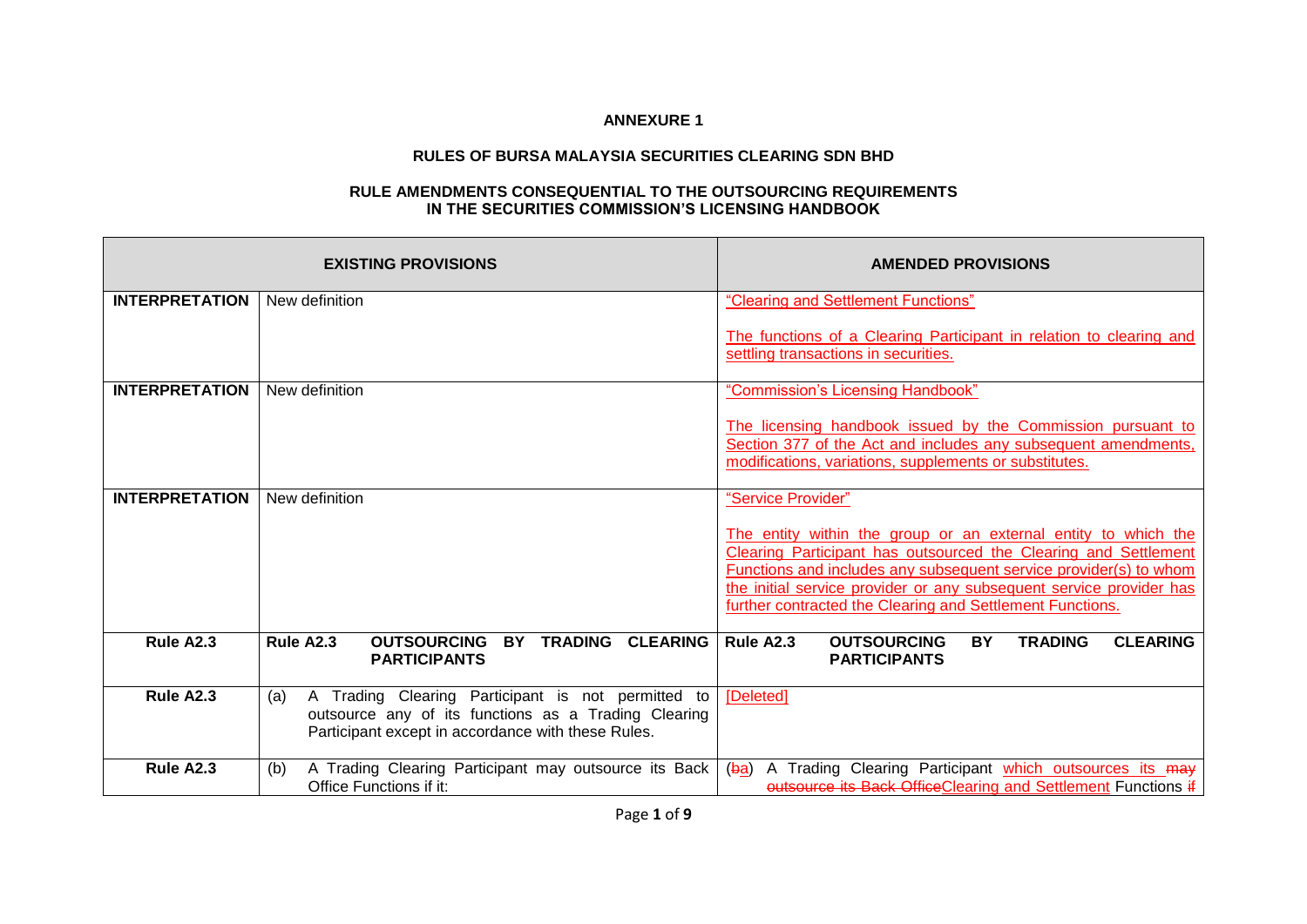**ANNEXURE 1**

**RULES OF BURSA MALAYSIA SECURITIES CLEARING SDN BHD**

**RULE AMENDMENTS CONSEQUENTIAL TO THE OUTSOURCING REQUIREMENTS IN THE SECURITIES COMMISSION'S LICENSING HANDBOOK**

| | **EXISTING PROVISIONS** | **AMENDED PROVISIONS** |
|---|---|---|
| **INTERPRETATION** | New definition | "Clearing and Settlement Functions"<br><br>The functions of a Clearing Participant in relation to clearing and settling transactions in securities. |
| **INTERPRETATION** | New definition | "Commission's Licensing Handbook"<br><br>The licensing handbook issued by the Commission pursuant to Section 377 of the Act and includes any subsequent amendments, modifications, variations, supplements or substitutes. |
| **INTERPRETATION** | New definition | "Service Provider"<br><br>The entity within the group or an external entity to which the Clearing Participant has outsourced the Clearing and Settlement Functions and includes any subsequent service provider(s) to whom the initial service provider or any subsequent service provider has further contracted the Clearing and Settlement Functions. |
| **Rule A2.3** | **Rule A2.3 OUTSOURCING BY TRADING CLEARING PARTICIPANTS** | **Rule A2.3 OUTSOURCING BY TRADING CLEARING PARTICIPANTS** |
| **Rule A2.3** | (a) A Trading Clearing Participant is not permitted to outsource any of its functions as a Trading Clearing Participant except in accordance with these Rules. | [Deleted] |
| **Rule A2.3** | (b) A Trading Clearing Participant may outsource its Back Office Functions if it: | (~~b~~a) A Trading Clearing Participant which outsources its ~~may outsource its Back Office~~Clearing and Settlement Functions ~~if~~ |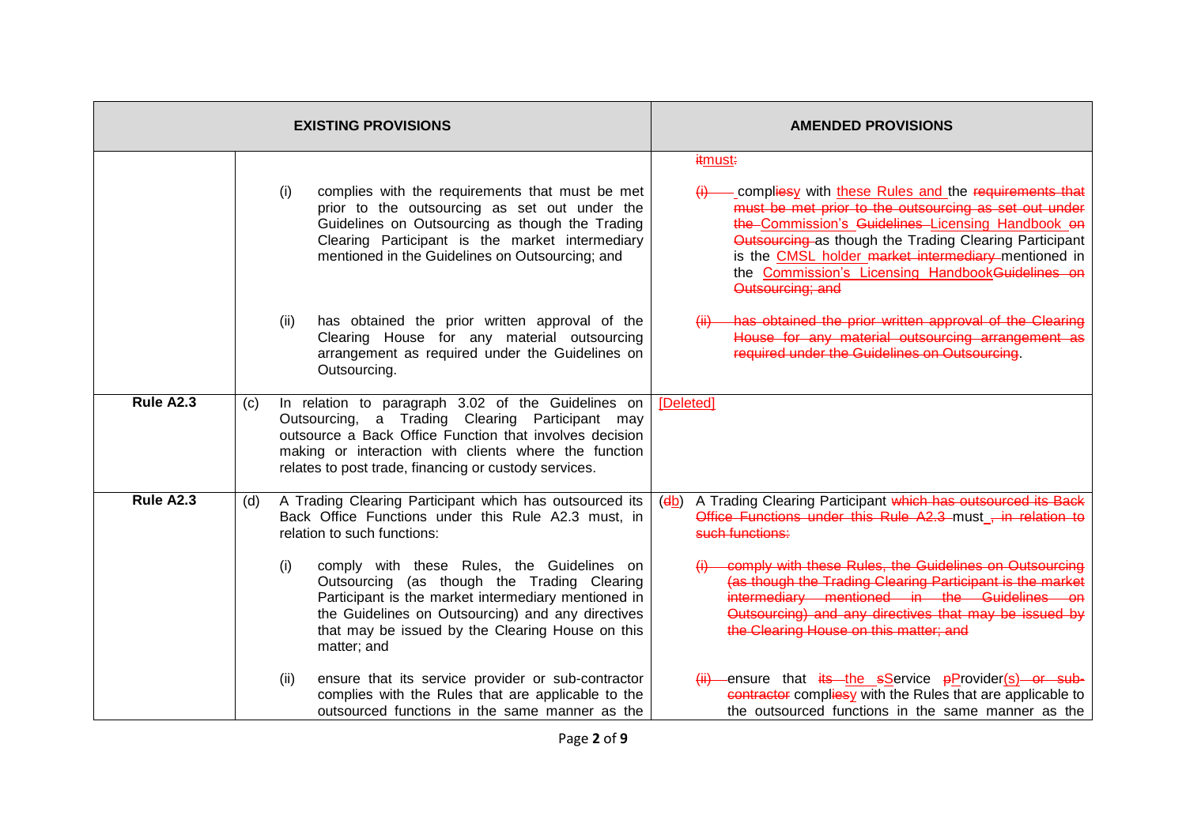| EXISTING PROVISIONS | | AMENDED PROVISIONS |
|---|---|---|
| | (i) complies with the requirements that must be met prior to the outsourcing as set out under the Guidelines on Outsourcing as though the Trading Clearing Participant is the market intermediary mentioned in the Guidelines on Outsourcing; and<br><br>(ii) has obtained the prior written approval of the Clearing House for any material outsourcing arrangement as required under the Guidelines on Outsourcing. | ~~it~~must~~:~~<br><br>~~(i)~~ compl~~ies~~y with these Rules and the ~~requirements that must be met prior to the outsourcing as set out under the~~ Commission's ~~Guidelines~~ Licensing Handbook ~~on Outsourcing~~ as though the Trading Clearing Participant is the CMSL holder ~~market intermediary~~ mentioned in the Commission's Licensing Handbook~~Guidelines on Outsourcing; and~~<br><br>~~(ii) has obtained the prior written approval of the Clearing House for any material outsourcing arrangement as required under the Guidelines on Outsourcing~~. |
| **Rule A2.3** | (c) In relation to paragraph 3.02 of the Guidelines on Outsourcing, a Trading Clearing Participant may outsource a Back Office Function that involves decision making or interaction with clients where the function relates to post trade, financing or custody services. | [Deleted] |
| **Rule A2.3** | (d) A Trading Clearing Participant which has outsourced its Back Office Functions under this Rule A2.3 must, in relation to such functions:<br><br>(i) comply with these Rules, the Guidelines on Outsourcing (as though the Trading Clearing Participant is the market intermediary mentioned in the Guidelines on Outsourcing) and any directives that may be issued by the Clearing House on this matter; and<br><br>(ii) ensure that its service provider or sub-contractor complies with the Rules that are applicable to the outsourced functions in the same manner as the | (~~d~~b) A Trading Clearing Participant ~~which has outsourced its Back Office Functions under this Rule A2.3~~ must~~, in relation to such functions:~~<br><br>~~(i) comply with these Rules, the Guidelines on Outsourcing (as though the Trading Clearing Participant is the market intermediary mentioned in the Guidelines on Outsourcing) and any directives that may be issued by the Clearing House on this matter; and~~<br><br>~~(ii)~~ ensure that ~~its~~ the ~~s~~Service ~~p~~Provider(s) ~~or sub-contractor~~ compl~~ies~~y with the Rules that are applicable to the outsourced functions in the same manner as the |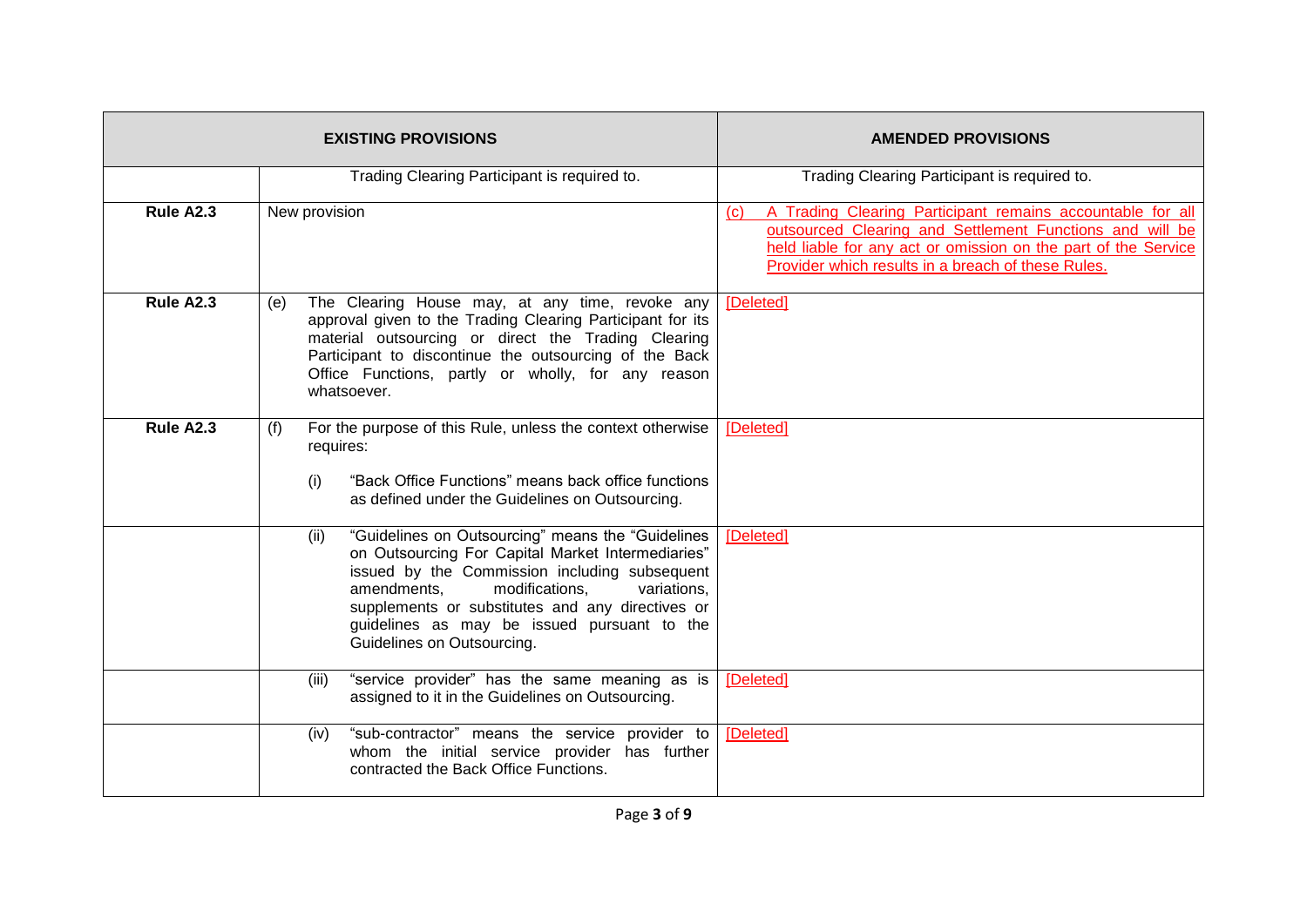| EXISTING PROVISIONS | | AMENDED PROVISIONS |
|---|---|---|
| | Trading Clearing Participant is required to. | Trading Clearing Participant is required to. |
| **Rule A2.3** | New provision | (c) A Trading Clearing Participant remains accountable for all outsourced Clearing and Settlement Functions and will be held liable for any act or omission on the part of the Service Provider which results in a breach of these Rules. |
| **Rule A2.3** | (e) The Clearing House may, at any time, revoke any approval given to the Trading Clearing Participant for its material outsourcing or direct the Trading Clearing Participant to discontinue the outsourcing of the Back Office Functions, partly or wholly, for any reason whatsoever. | [Deleted] |
| **Rule A2.3** | (f) For the purpose of this Rule, unless the context otherwise requires:<br><br>(i) "Back Office Functions" means back office functions as defined under the Guidelines on Outsourcing. | [Deleted] |
| | (ii) "Guidelines on Outsourcing" means the "Guidelines on Outsourcing For Capital Market Intermediaries" issued by the Commission including subsequent amendments, modifications, variations, supplements or substitutes and any directives or guidelines as may be issued pursuant to the Guidelines on Outsourcing. | [Deleted] |
| | (iii) "service provider" has the same meaning as is assigned to it in the Guidelines on Outsourcing. | [Deleted] |
| | (iv) "sub-contractor" means the service provider to whom the initial service provider has further contracted the Back Office Functions. | [Deleted] |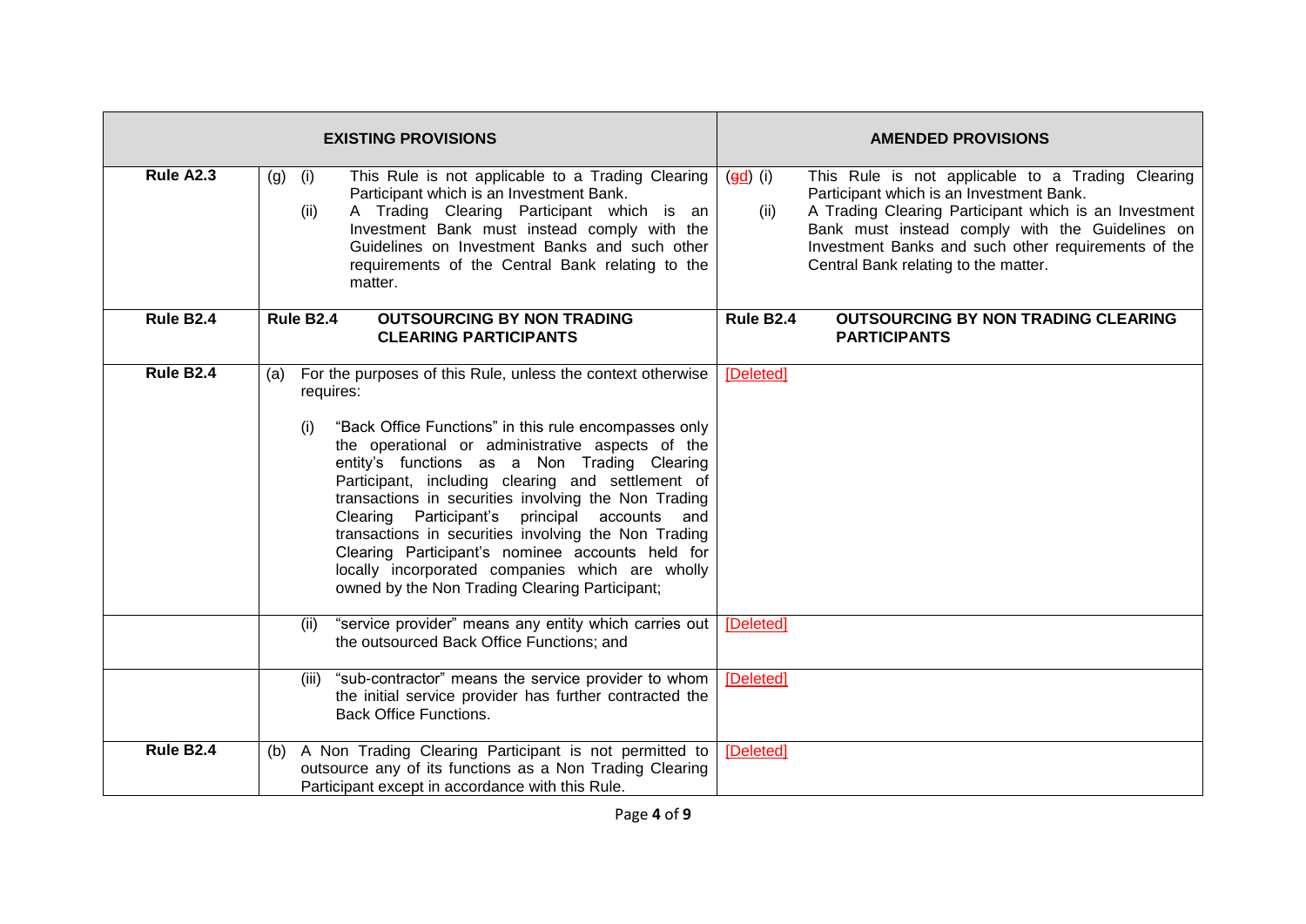| | EXISTING PROVISIONS | AMENDED PROVISIONS |
|---|---|---|
| **Rule A2.3** | (g) (i) This Rule is not applicable to a Trading Clearing Participant which is an Investment Bank.<br>(ii) A Trading Clearing Participant which is an Investment Bank must instead comply with the Guidelines on Investment Banks and such other requirements of the Central Bank relating to the matter. | (~~g~~d) (i) This Rule is not applicable to a Trading Clearing Participant which is an Investment Bank.<br>(ii) A Trading Clearing Participant which is an Investment Bank must instead comply with the Guidelines on Investment Banks and such other requirements of the Central Bank relating to the matter. |
| **Rule B2.4** | **Rule B2.4 OUTSOURCING BY NON TRADING CLEARING PARTICIPANTS** | **Rule B2.4 OUTSOURCING BY NON TRADING CLEARING PARTICIPANTS** |
| **Rule B2.4** | (a) For the purposes of this Rule, unless the context otherwise requires:<br>(i) "Back Office Functions" in this rule encompasses only the operational or administrative aspects of the entity's functions as a Non Trading Clearing Participant, including clearing and settlement of transactions in securities involving the Non Trading Clearing Participant's principal accounts and transactions in securities involving the Non Trading Clearing Participant's nominee accounts held for locally incorporated companies which are wholly owned by the Non Trading Clearing Participant; | [Deleted] |
| | (ii) "service provider" means any entity which carries out the outsourced Back Office Functions; and | [Deleted] |
| | (iii) "sub-contractor" means the service provider to whom the initial service provider has further contracted the Back Office Functions. | [Deleted] |
| **Rule B2.4** | (b) A Non Trading Clearing Participant is not permitted to outsource any of its functions as a Non Trading Clearing Participant except in accordance with this Rule. | [Deleted] |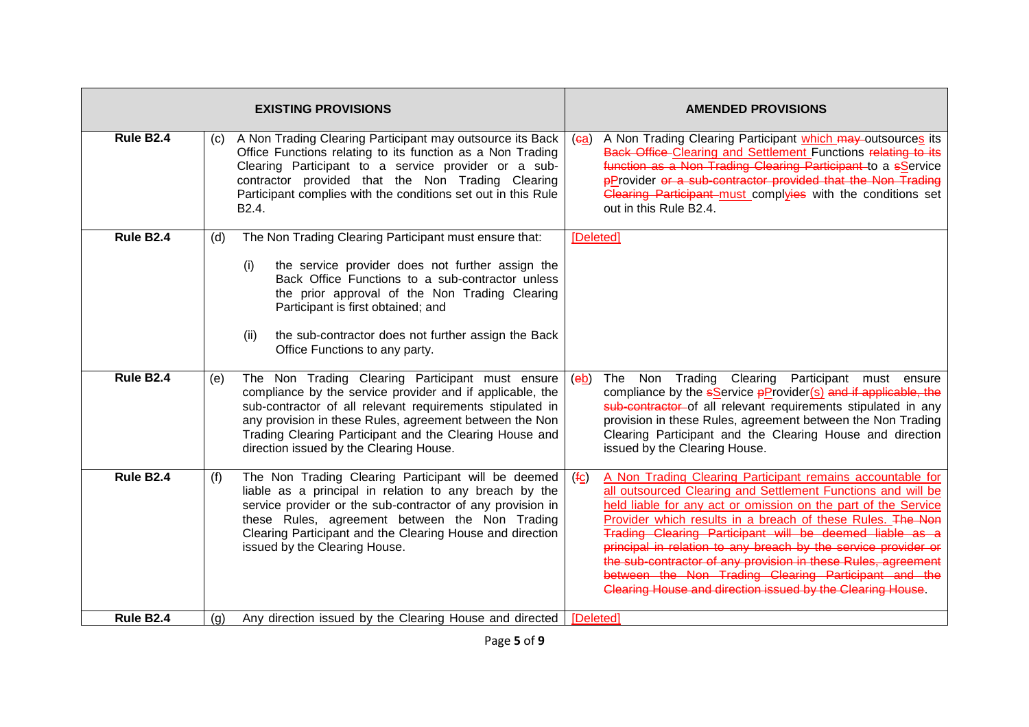| | EXISTING PROVISIONS | AMENDED PROVISIONS |
|---|---|---|
| Rule B2.4 | (c) A Non Trading Clearing Participant may outsource its Back Office Functions relating to its function as a Non Trading Clearing Participant to a service provider or a sub-contractor provided that the Non Trading Clearing Participant complies with the conditions set out in this Rule B2.4. | (~~c~~<u>a</u>) A Non Trading Clearing Participant <u>which</u> ~~may~~ outsource<u>s</u> its ~~Back Office~~ <u>Clearing and Settlement</u> Functions ~~relating to its function as a Non Trading Clearing Participant~~ to a ~~s~~<u>S</u>ervice ~~p~~<u>P</u>rovider ~~or a sub-contractor provided that the Non Trading Clearing Participant~~ <u>must</u> compl<u>y</u>~~ies~~ with the conditions set out in this Rule B2.4. |
| Rule B2.4 | (d) The Non Trading Clearing Participant must ensure that:<br><br>(i) the service provider does not further assign the Back Office Functions to a sub-contractor unless the prior approval of the Non Trading Clearing Participant is first obtained; and<br><br>(ii) the sub-contractor does not further assign the Back Office Functions to any party. | <u>[Deleted]</u> |
| Rule B2.4 | (e) The Non Trading Clearing Participant must ensure compliance by the service provider and if applicable, the sub-contractor of all relevant requirements stipulated in any provision in these Rules, agreement between the Non Trading Clearing Participant and the Clearing House and direction issued by the Clearing House. | (~~e~~<u>b</u>) The Non Trading Clearing Participant must ensure compliance by the ~~s~~<u>S</u>ervice ~~p~~<u>P</u>rovider<u>(s)</u> ~~and if applicable, the sub-contractor~~ of all relevant requirements stipulated in any provision in these Rules, agreement between the Non Trading Clearing Participant and the Clearing House and direction issued by the Clearing House. |
| Rule B2.4 | (f) The Non Trading Clearing Participant will be deemed liable as a principal in relation to any breach by the service provider or the sub-contractor of any provision in these Rules, agreement between the Non Trading Clearing Participant and the Clearing House and direction issued by the Clearing House. | (~~f~~<u>c</u>) <u>A Non Trading Clearing Participant remains accountable for all outsourced Clearing and Settlement Functions and will be held liable for any act or omission on the part of the Service Provider which results in a breach of these Rules.</u> ~~The Non Trading Clearing Participant will be deemed liable as a principal in relation to any breach by the service provider or the sub-contractor of any provision in these Rules, agreement between the Non Trading Clearing Participant and the Clearing House and direction issued by the Clearing House~~. |
| Rule B2.4 | (g) Any direction issued by the Clearing House and directed | <u>[Deleted]</u> |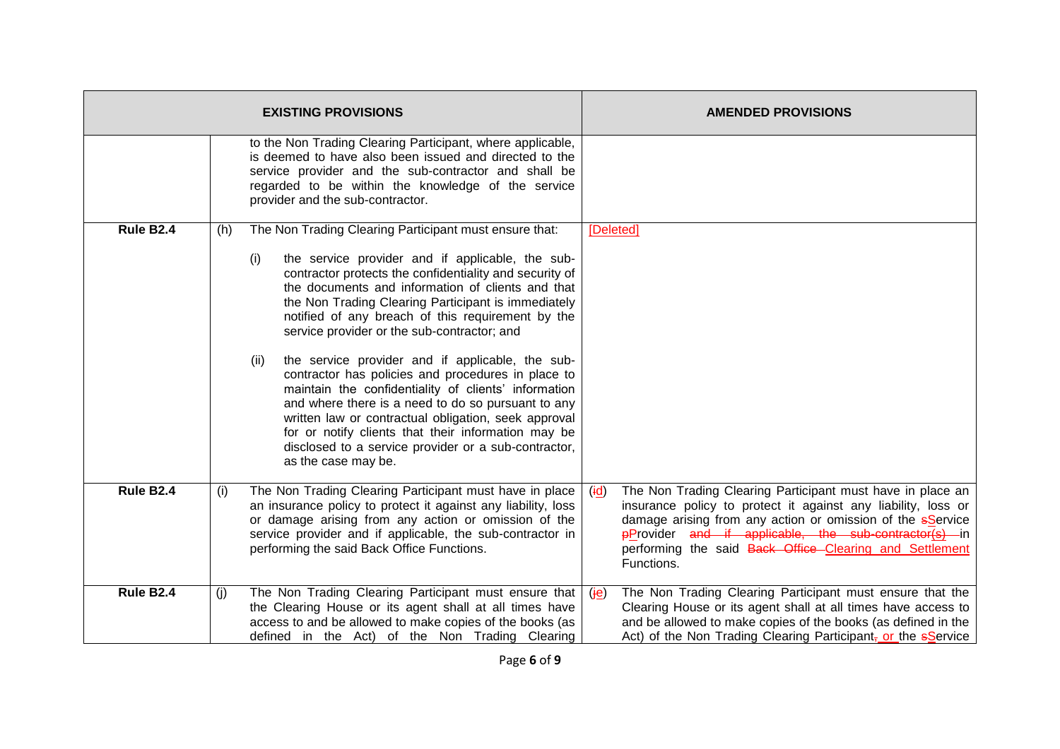| EXISTING PROVISIONS | | | AMENDED PROVISIONS |
|---|---|---|---|
| | | to the Non Trading Clearing Participant, where applicable, is deemed to have also been issued and directed to the service provider and the sub-contractor and shall be regarded to be within the knowledge of the service provider and the sub-contractor. | |
| **Rule B2.4** | (h) | The Non Trading Clearing Participant must ensure that:<br><br>(i) the service provider and if applicable, the sub-contractor protects the confidentiality and security of the documents and information of clients and that the Non Trading Clearing Participant is immediately notified of any breach of this requirement by the service provider or the sub-contractor; and<br><br>(ii) the service provider and if applicable, the sub-contractor has policies and procedures in place to maintain the confidentiality of clients' information and where there is a need to do so pursuant to any written law or contractual obligation, seek approval for or notify clients that their information may be disclosed to a service provider or a sub-contractor, as the case may be. | [Deleted] |
| **Rule B2.4** | (i) | The Non Trading Clearing Participant must have in place an insurance policy to protect it against any liability, loss or damage arising from any action or omission of the service provider and if applicable, the sub-contractor in performing the said Back Office Functions. | (~~i~~d) The Non Trading Clearing Participant must have in place an insurance policy to protect it against any liability, loss or damage arising from any action or omission of the ~~s~~Service ~~p~~Provider ~~and if applicable, the sub-contractor(s)~~ in performing the said ~~Back Office~~ Clearing and Settlement Functions. |
| **Rule B2.4** | (j) | The Non Trading Clearing Participant must ensure that the Clearing House or its agent shall at all times have access to and be allowed to make copies of the books (as defined in the Act) of the Non Trading Clearing | (~~j~~e) The Non Trading Clearing Participant must ensure that the Clearing House or its agent shall at all times have access to and be allowed to make copies of the books (as defined in the Act) of the Non Trading Clearing Participant~~,~~ or the ~~s~~Service |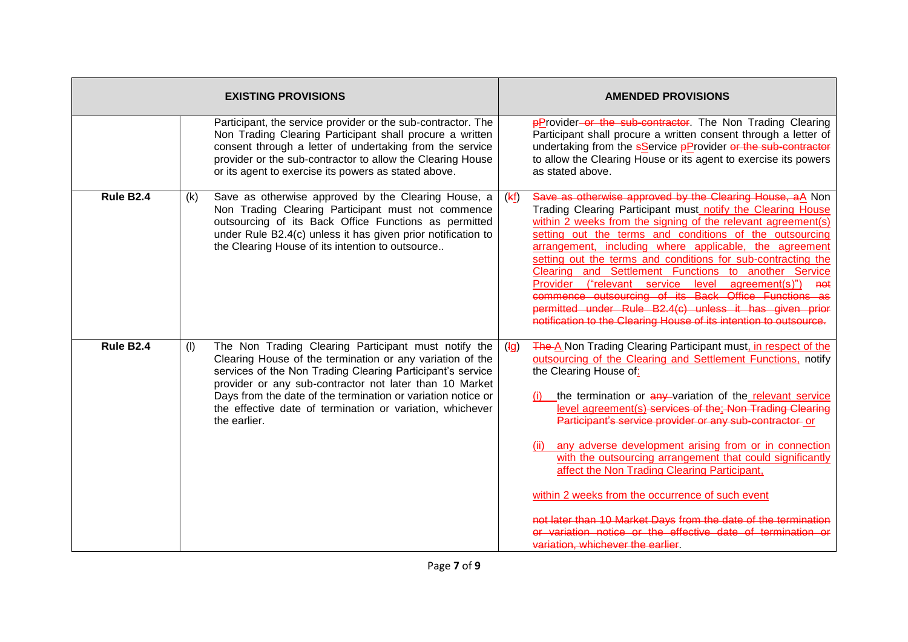| EXISTING PROVISIONS | | | AMENDED PROVISIONS | |
|---|---|---|---|---|
| | | Participant, the service provider or the sub-contractor. The Non Trading Clearing Participant shall procure a written consent through a letter of undertaking from the service provider or the sub-contractor to allow the Clearing House or its agent to exercise its powers as stated above. | | ~~p~~<u>P</u>rovider~~ or the sub-contractor~~. The Non Trading Clearing Participant shall procure a written consent through a letter of undertaking from the ~~s~~<u>S</u>ervice ~~p~~<u>P</u>rovider ~~or the sub-contractor~~ to allow the Clearing House or its agent to exercise its powers as stated above. |
| **Rule B2.4** | (k) | Save as otherwise approved by the Clearing House, a Non Trading Clearing Participant must not commence outsourcing of its Back Office Functions as permitted under Rule B2.4(c) unless it has given prior notification to the Clearing House of its intention to outsource.. | (~~k~~<u>f</u>) | ~~Save as otherwise approved by the Clearing House, a~~<u>A</u> Non Trading Clearing Participant must<u> notify the Clearing House within 2 weeks from the signing of the relevant agreement(s) setting out the terms and conditions of the outsourcing arrangement, including where applicable, the agreement setting out the terms and conditions for sub-contracting the Clearing and Settlement Functions to another Service Provider ("relevant service level agreement(s)")</u> ~~not commence outsourcing of its Back Office Functions as permitted under Rule B2.4(c) unless it has given prior notification to the Clearing House of its intention to outsource.~~ |
| **Rule B2.4** | (l) | The Non Trading Clearing Participant must notify the Clearing House of the termination or any variation of the services of the Non Trading Clearing Participant's service provider or any sub-contractor not later than 10 Market Days from the date of the termination or variation notice or the effective date of termination or variation, whichever the earlier. | (~~l~~<u>g</u>) | ~~The~~ <u>A</u> Non Trading Clearing Participant must<u>, in respect of the outsourcing of the Clearing and Settlement Functions,</u> notify the Clearing House of<u>:</u><br><br><u>(i)</u> the termination or ~~any~~ variation of the<u> relevant service level agreement(s)</u> ~~services of the~~<u>;</u> ~~Non Trading Clearing Participant's service provider or any sub-contractor~~ <u>or</u><br><br><u>(ii) any adverse development arising from or in connection with the outsourcing arrangement that could significantly affect the Non Trading Clearing Participant,</u><br><br><u>within 2 weeks from the occurrence of such event</u><br><br>~~not later than 10 Market Days from the date of the termination or variation notice or the effective date of termination or variation, whichever the earlier~~. |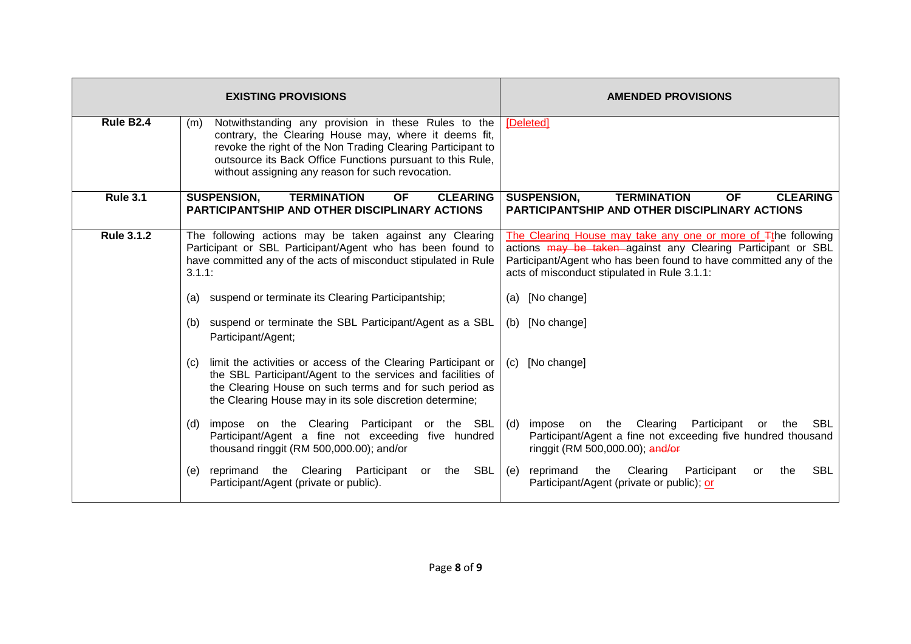| | EXISTING PROVISIONS | AMENDED PROVISIONS |
|---|---|---|
| **Rule B2.4** | (m) Notwithstanding any provision in these Rules to the contrary, the Clearing House may, where it deems fit, revoke the right of the Non Trading Clearing Participant to outsource its Back Office Functions pursuant to this Rule, without assigning any reason for such revocation. | [Deleted] |
| **Rule 3.1** | **SUSPENSION, TERMINATION OF CLEARING PARTICIPANTSHIP AND OTHER DISCIPLINARY ACTIONS** | **SUSPENSION, TERMINATION OF CLEARING PARTICIPANTSHIP AND OTHER DISCIPLINARY ACTIONS** |
| **Rule 3.1.2** | The following actions may be taken against any Clearing Participant or SBL Participant/Agent who has been found to have committed any of the acts of misconduct stipulated in Rule 3.1.1:<br><br>(a) suspend or terminate its Clearing Participantship;<br><br>(b) suspend or terminate the SBL Participant/Agent as a SBL Participant/Agent;<br><br>(c) limit the activities or access of the Clearing Participant or the SBL Participant/Agent to the services and facilities of the Clearing House on such terms and for such period as the Clearing House may in its sole discretion determine;<br><br>(d) impose on the Clearing Participant or the SBL Participant/Agent a fine not exceeding five hundred thousand ringgit (RM 500,000.00); and/or<br><br>(e) reprimand the Clearing Participant or the SBL Participant/Agent (private or public). | The Clearing House may take any one or more of ~~T~~the following actions ~~may be taken~~ against any Clearing Participant or SBL Participant/Agent who has been found to have committed any of the acts of misconduct stipulated in Rule 3.1.1:<br><br>(a) [No change]<br><br>(b) [No change]<br><br>(c) [No change]<br><br>(d) impose on the Clearing Participant or the SBL Participant/Agent a fine not exceeding five hundred thousand ringgit (RM 500,000.00); ~~and/or~~<br><br>(e) reprimand the Clearing Participant or the SBL Participant/Agent (private or public); or |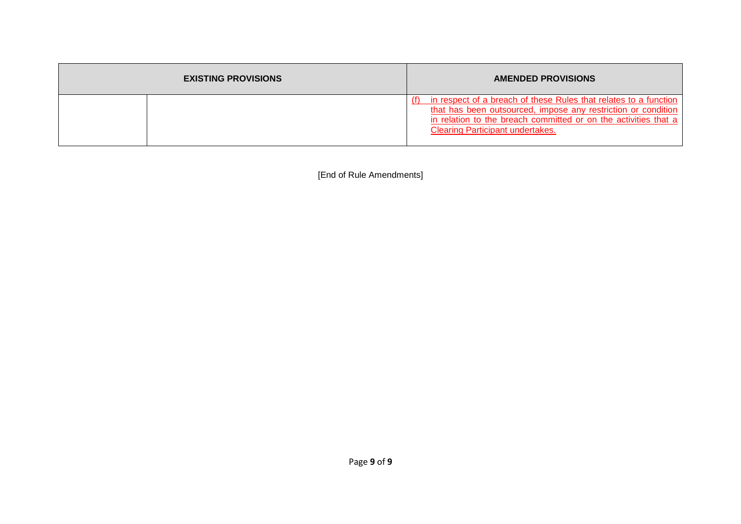| EXISTING PROVISIONS | | AMENDED PROVISIONS |
|---|---|---|
| | | (f) in respect of a breach of these Rules that relates to a function that has been outsourced, impose any restriction or condition in relation to the breach committed or on the activities that a Clearing Participant undertakes. |

[End of Rule Amendments]